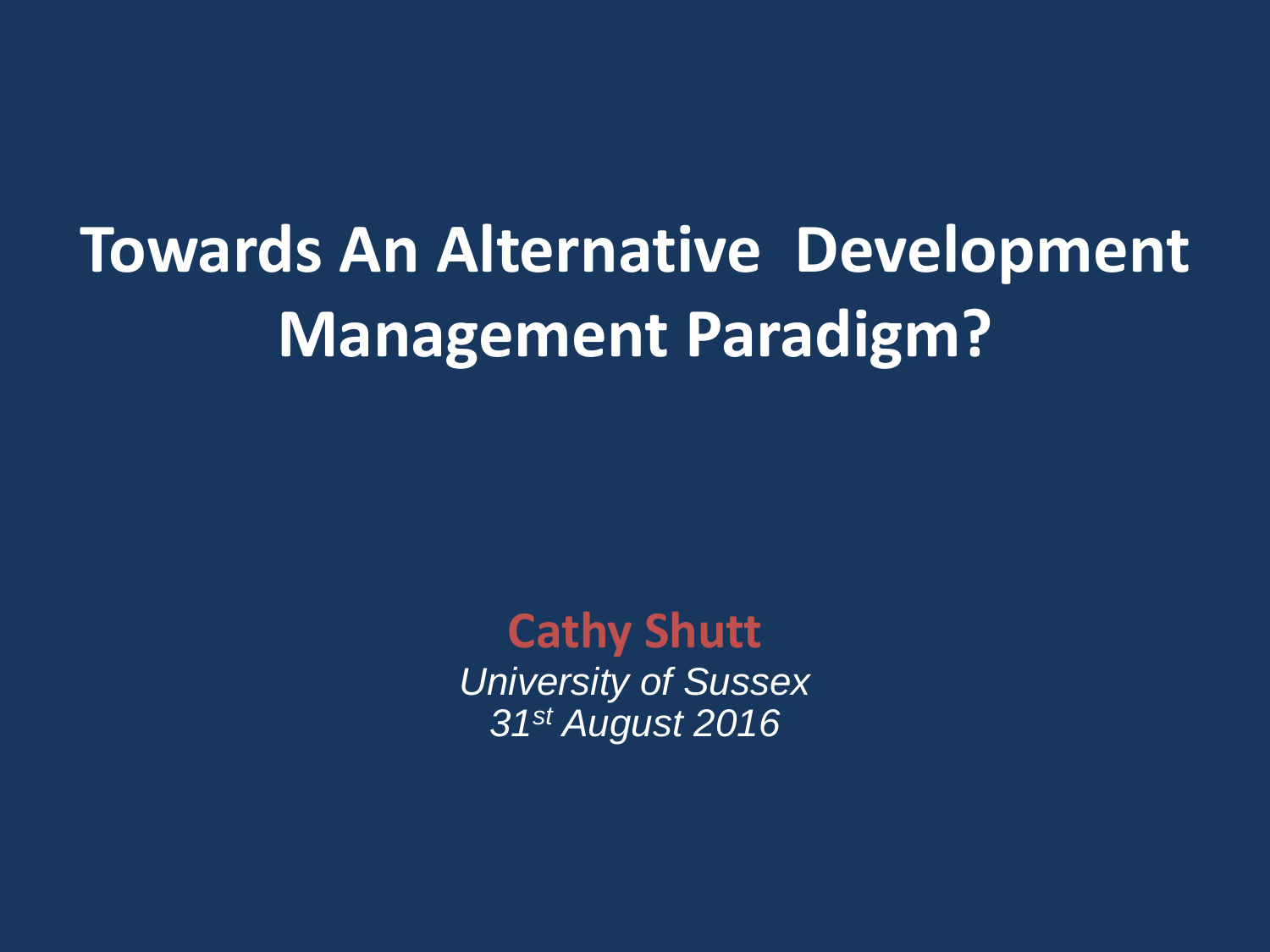# Towards An Alternative Development Management Paradigm?

**Cathy Shutt**

*University of Sussex*

*31st August 2016*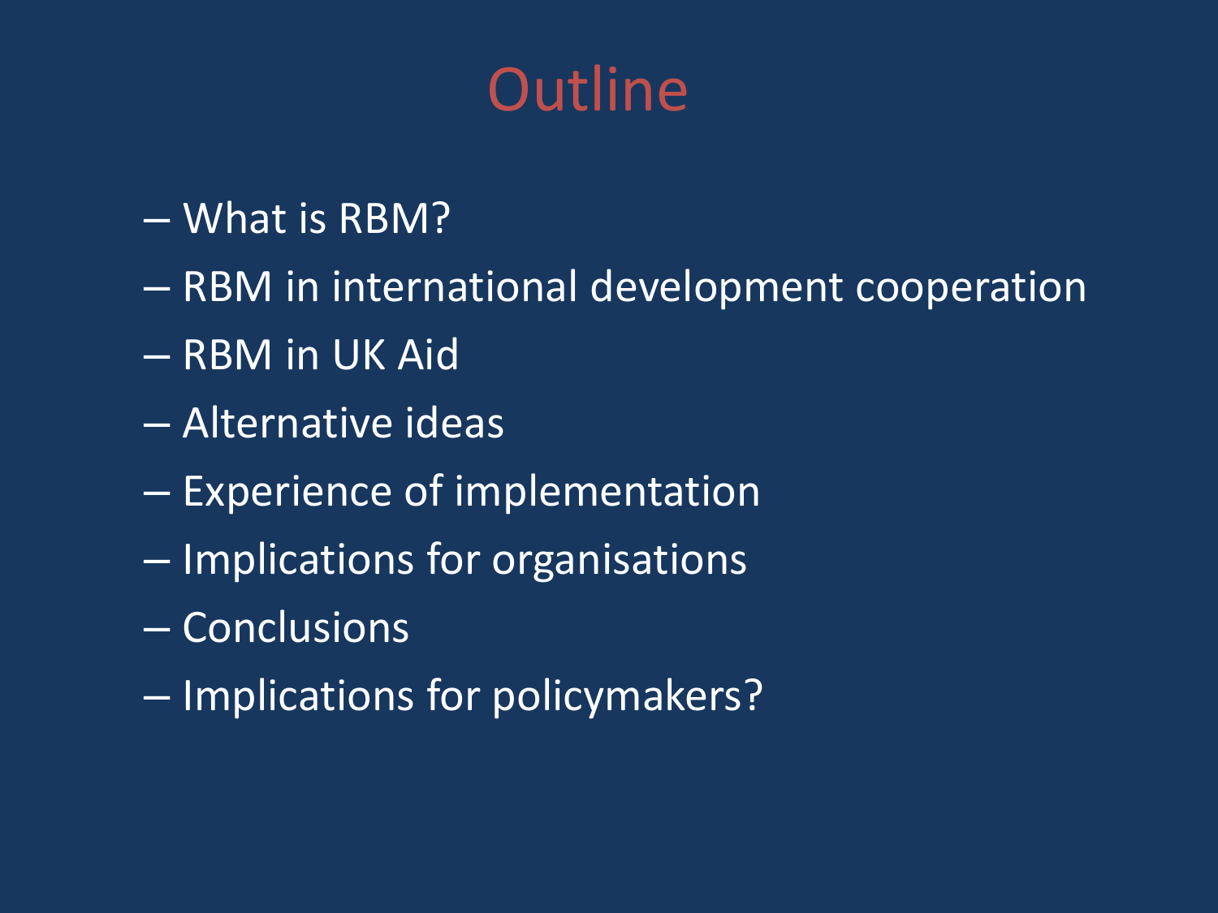# Outline

- What is RBM?
- RBM in international development cooperation
- RBM in UK Aid
- Alternative ideas
- Experience of implementation
- Implications for organisations
- Conclusions
- Implications for policymakers?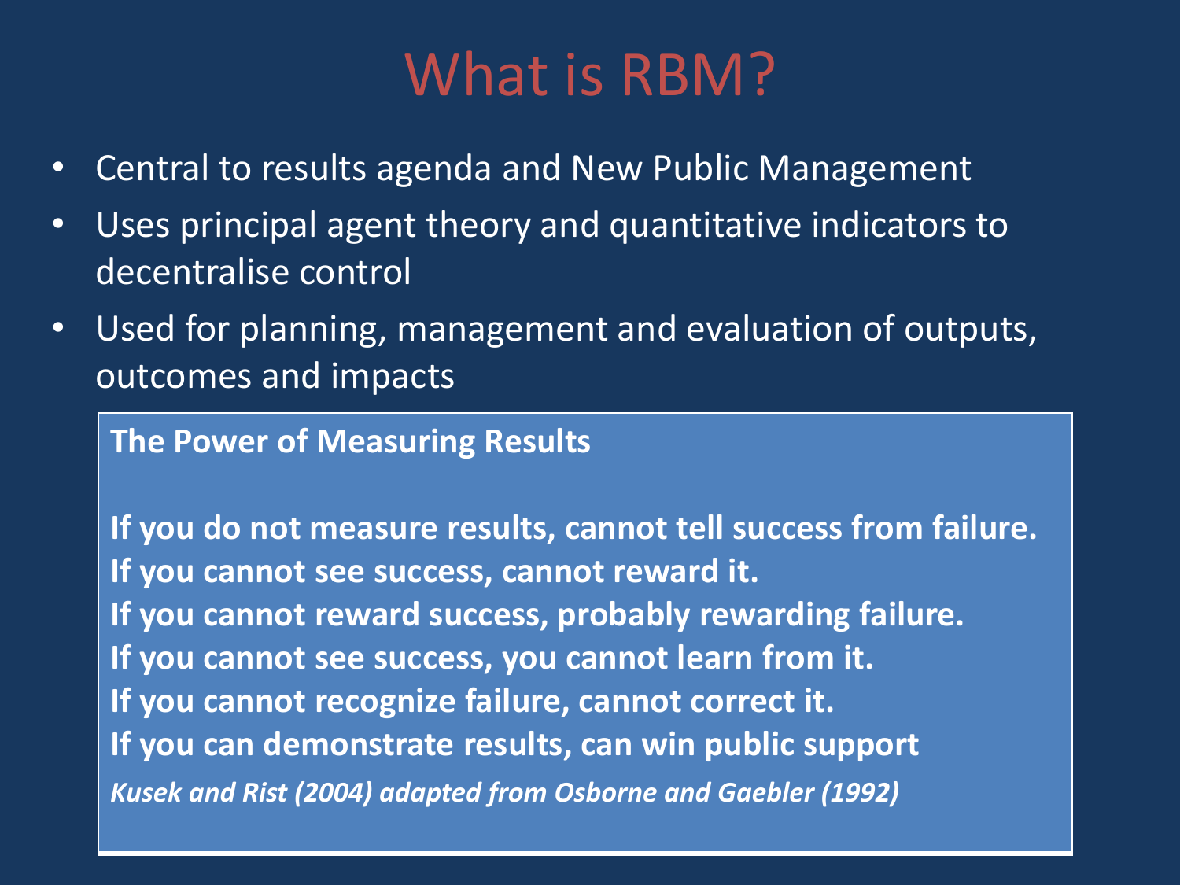# What is RBM?

- Central to results agenda and New Public Management
- Uses principal agent theory and quantitative indicators to decentralise control
- Used for planning, management and evaluation of outputs, outcomes and impacts

**The Power of Measuring Results**

**If you do not measure results, cannot tell success from failure.**
**If you cannot see success, cannot reward it.**
**If you cannot reward success, probably rewarding failure.**
**If you cannot see success, you cannot learn from it.**
**If you cannot recognize failure, cannot correct it.**
**If you can demonstrate results, can win public support**

***Kusek and Rist (2004) adapted from Osborne and Gaebler (1992)***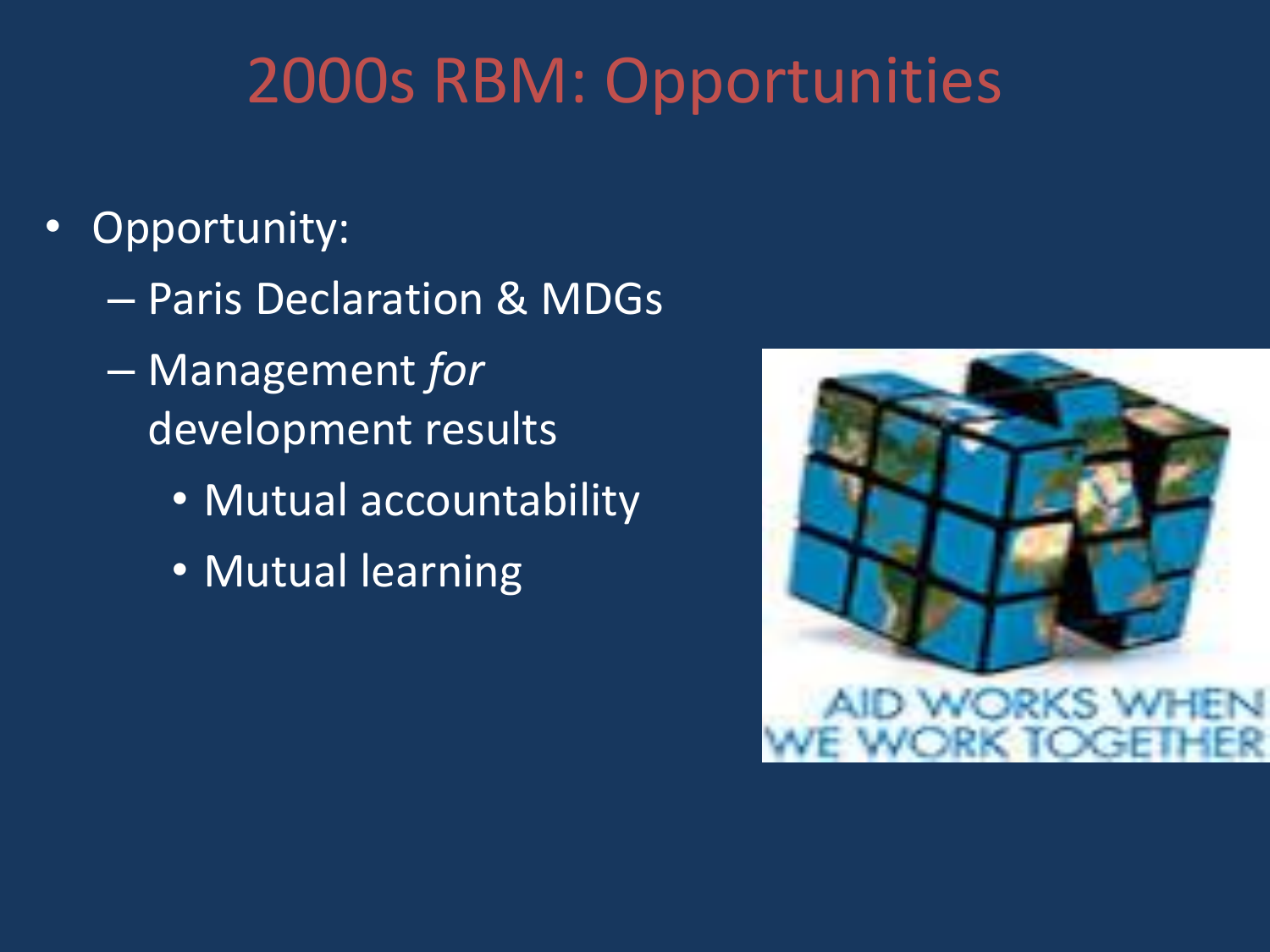# 2000s RBM: Opportunities

- Opportunity:
  - Paris Declaration & MDGs
  - Management *for* development results
    - Mutual accountability
    - Mutual learning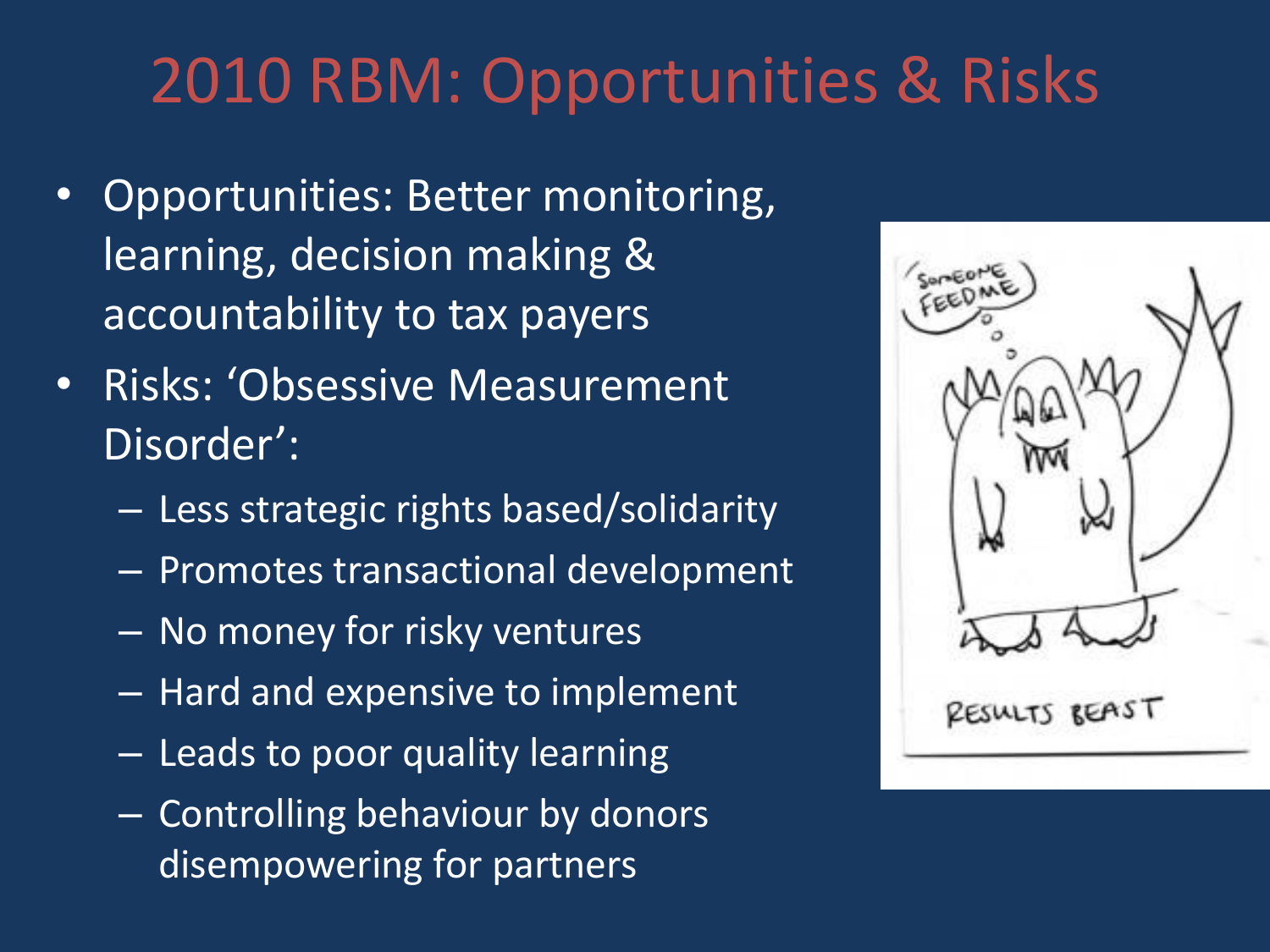# 2010 RBM: Opportunities & Risks

- Opportunities: Better monitoring, learning, decision making & accountability to tax payers
- Risks: 'Obsessive Measurement Disorder':
  - Less strategic rights based/solidarity
  - Promotes transactional development
  - No money for risky ventures
  - Hard and expensive to implement
  - Leads to poor quality learning
  - Controlling behaviour by donors disempowering for partners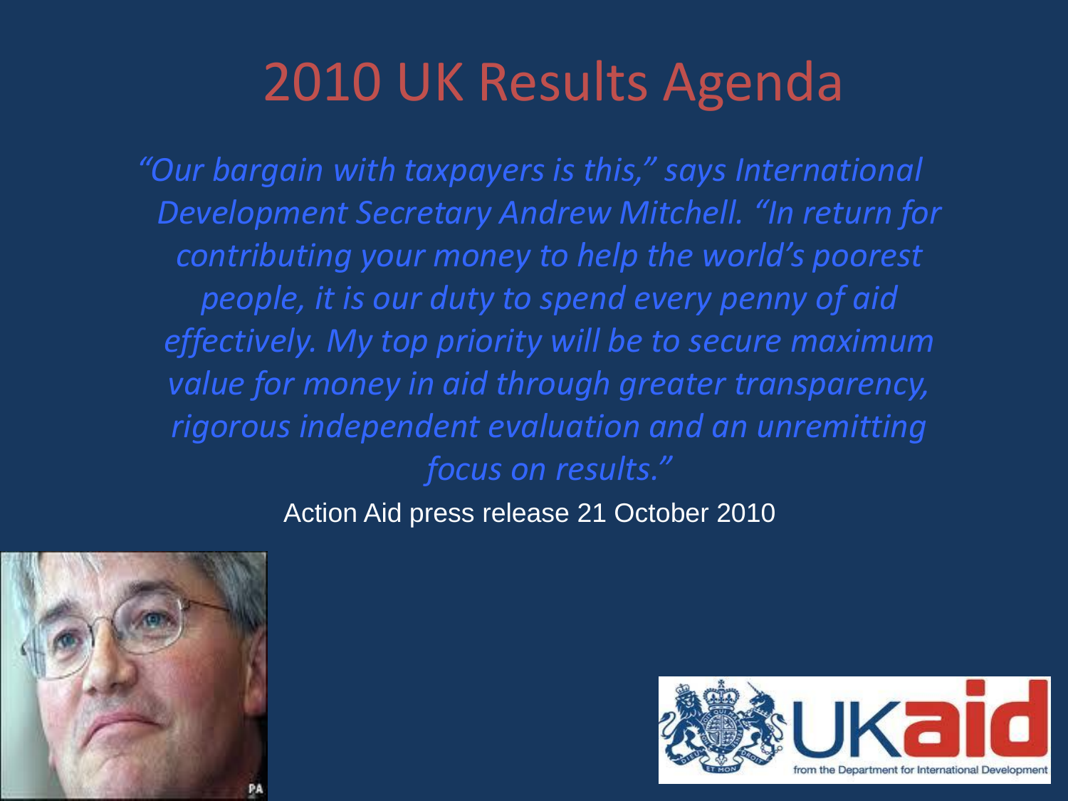# 2010 UK Results Agenda

*"Our bargain with taxpayers is this," says International Development Secretary Andrew Mitchell. "In return for contributing your money to help the world's poorest people, it is our duty to spend every penny of aid effectively. My top priority will be to secure maximum value for money in aid through greater transparency, rigorous independent evaluation and an unremitting focus on results."*

Action Aid press release 21 October 2010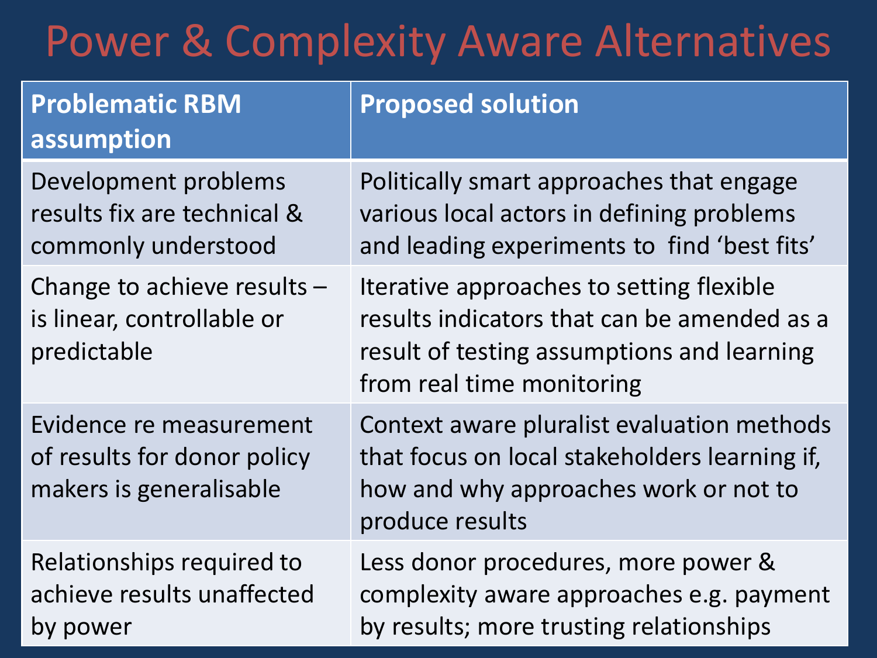# Power & Complexity Aware Alternatives

| Problematic RBM assumption | Proposed solution |
| --- | --- |
| Development problems results fix are technical & commonly understood | Politically smart approaches that engage various local actors in defining problems and leading experiments to find 'best fits' |
| Change to achieve results – is linear, controllable or predictable | Iterative approaches to setting flexible results indicators that can be amended as a result of testing assumptions and learning from real time monitoring |
| Evidence re measurement of results for donor policy makers is generalisable | Context aware pluralist evaluation methods that focus on local stakeholders learning if, how and why approaches work or not to produce results |
| Relationships required to achieve results unaffected by power | Less donor procedures, more power & complexity aware approaches e.g. payment by results; more trusting relationships |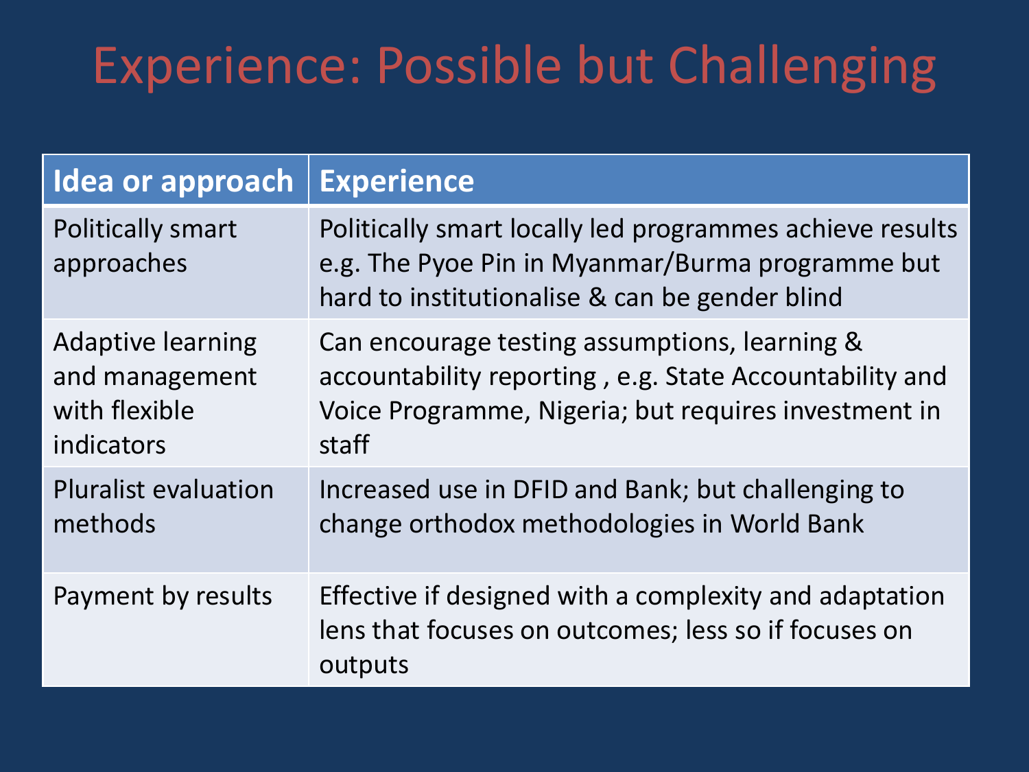# Experience: Possible but Challenging

| Idea or approach | Experience |
|---|---|
| Politically smart approaches | Politically smart locally led programmes achieve results e.g. The Pyoe Pin in Myanmar/Burma programme but hard to institutionalise & can be gender blind |
| Adaptive learning and management with flexible indicators | Can encourage testing assumptions, learning & accountability reporting , e.g. State Accountability and Voice Programme, Nigeria; but requires investment in staff |
| Pluralist evaluation methods | Increased use in DFID and Bank; but challenging to change orthodox methodologies in World Bank |
| Payment by results | Effective if designed with a complexity and adaptation lens that focuses on outcomes; less so if focuses on outputs |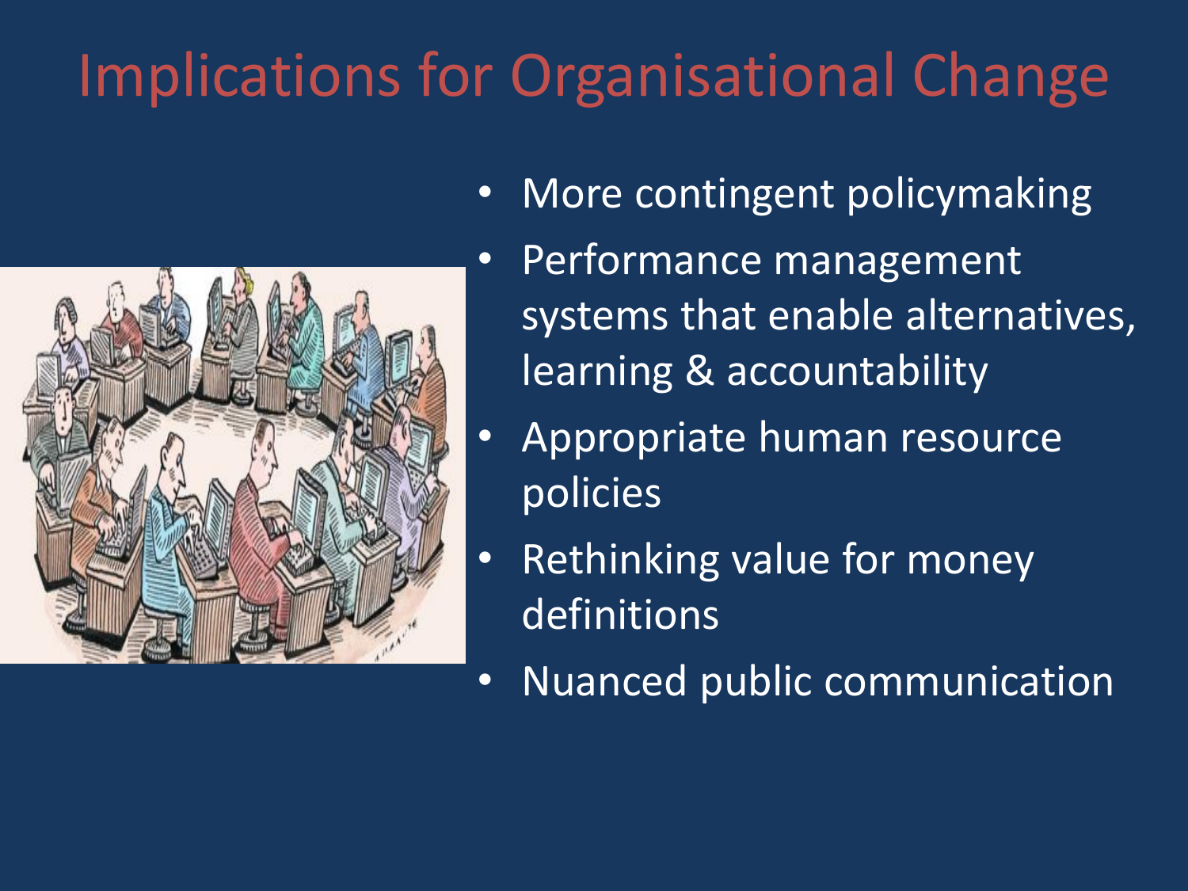# Implications for Organisational Change

- More contingent policymaking
- Performance management systems that enable alternatives, learning & accountability
- Appropriate human resource policies
- Rethinking value for money definitions
- Nuanced public communication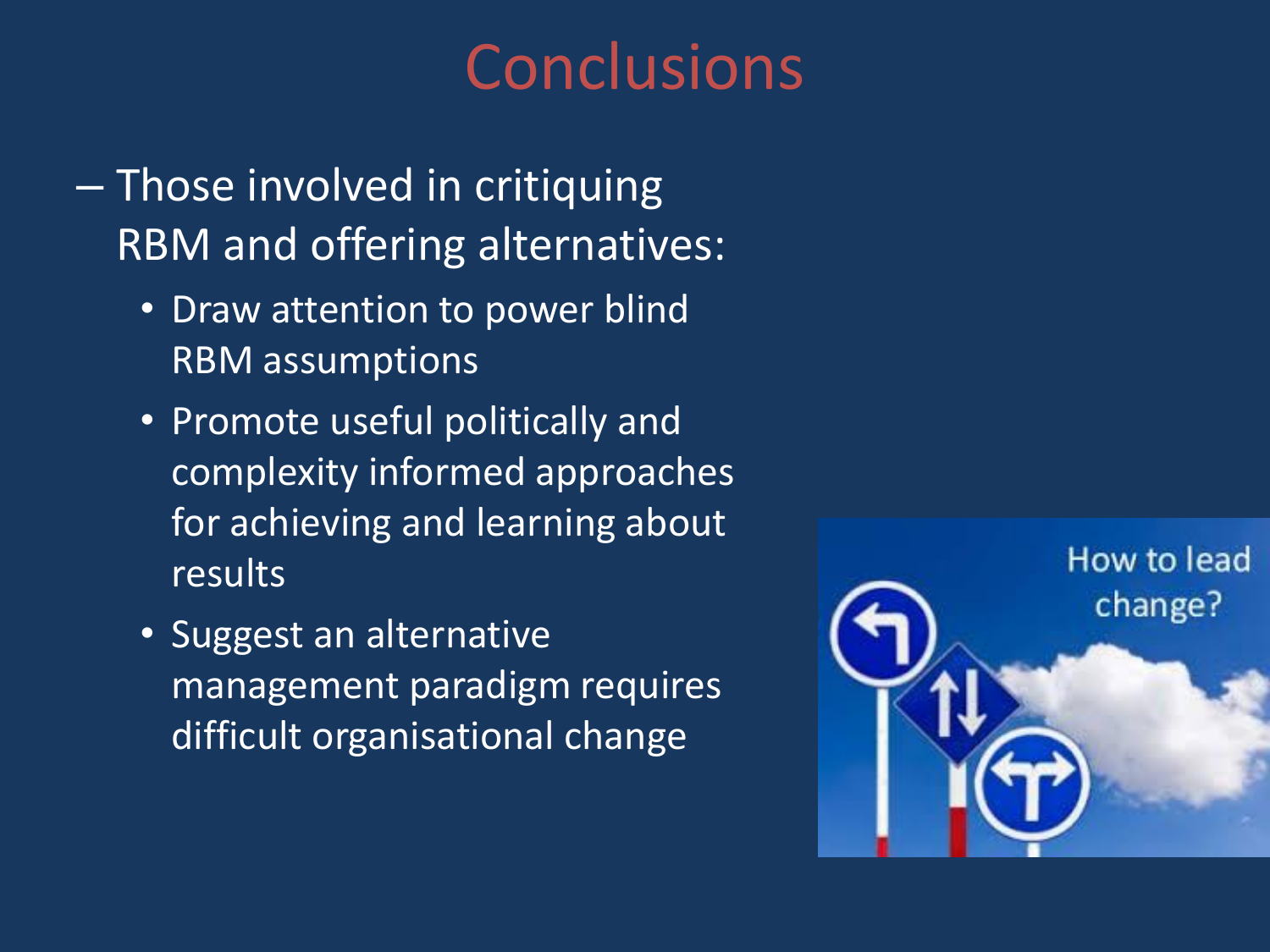# Conclusions

- Those involved in critiquing RBM and offering alternatives:
  - Draw attention to power blind RBM assumptions
  - Promote useful politically and complexity informed approaches for achieving and learning about results
  - Suggest an alternative management paradigm requires difficult organisational change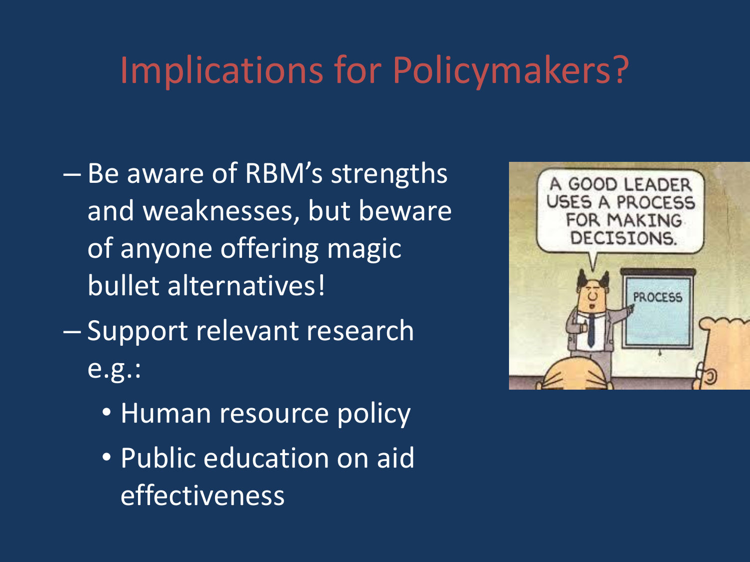# Implications for Policymakers?

- Be aware of RBM's strengths and weaknesses, but beware of anyone offering magic bullet alternatives!
- Support relevant research e.g.:
  - Human resource policy
  - Public education on aid effectiveness